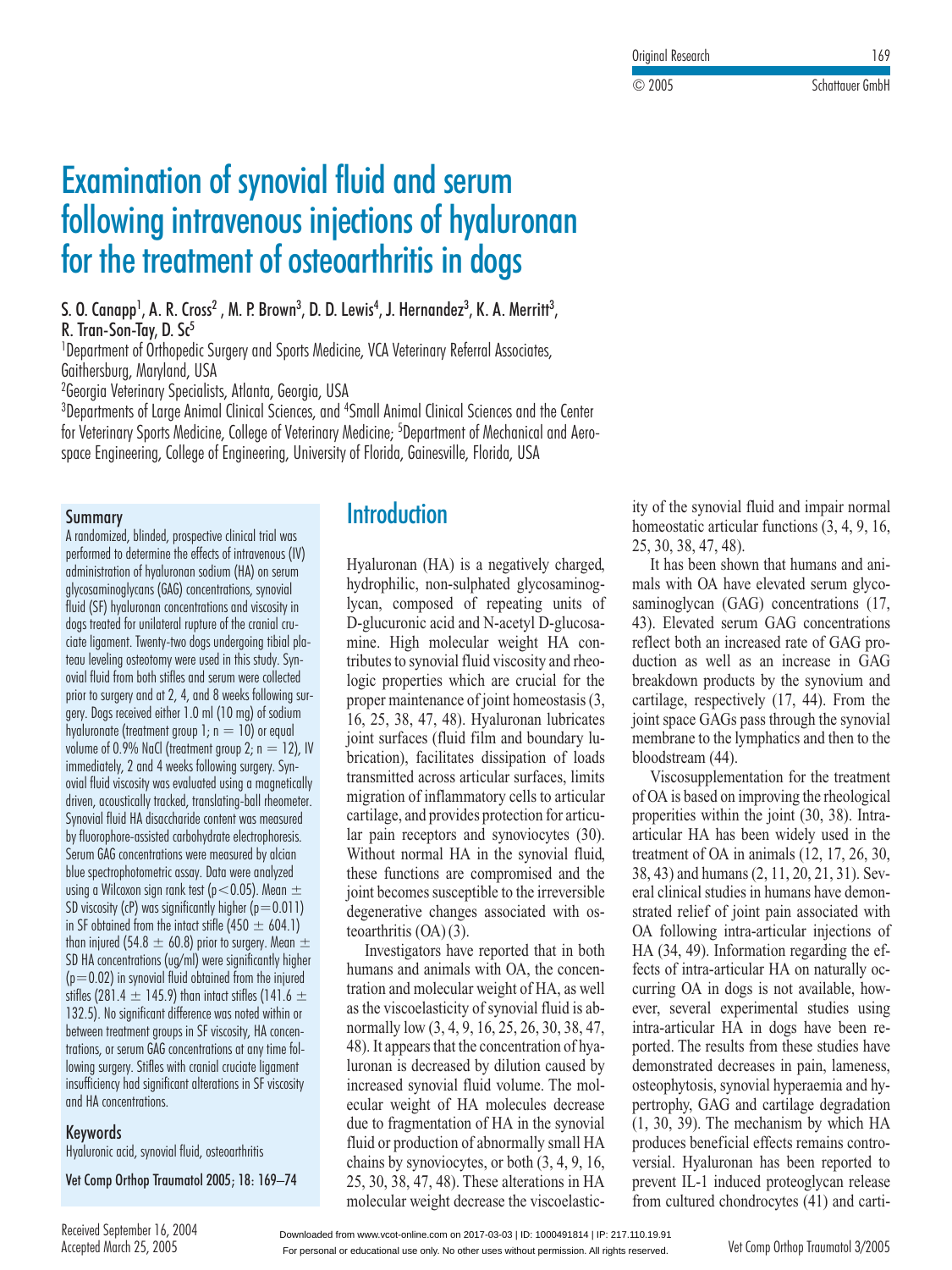# Examination of synovial fluid and serum following intravenous injections of hyaluronan for the treatment of osteoarthritis in dogs

S. O. Canapp[1], A. R. Cross[2], M. P. Brown[3], D. D. Lewis[4], J. Hernandez[3], K. A. Merritt[3], R. Tran-Son-Tay, D. Sc[5]

[1]Department of Orthopedic Surgery and Sports Medicine, VCA Veterinary Referral Associates, Gaithersburg, Maryland, USA
[2]Georgia Veterinary Specialists, Atlanta, Georgia, USA
[3]Departments of Large Animal Clinical Sciences, and [4]Small Animal Clinical Sciences and the Center for Veterinary Sports Medicine, College of Veterinary Medicine; [5]Department of Mechanical and Aerospace Engineering, College of Engineering, University of Florida, Gainesville, Florida, USA

## Summary

A randomized, blinded, prospective clinical trial was performed to determine the effects of intravenous (IV) administration of hyaluronan sodium (HA) on serum glycosaminoglycans (GAG) concentrations, synovial fluid (SF) hyaluronan concentrations and viscosity in dogs treated for unilateral rupture of the cranial cruciate ligament. Twenty-two dogs undergoing tibial plateau leveling osteotomy were used in this study. Synovial fluid from both stifles and serum were collected prior to surgery and at 2, 4, and 8 weeks following surgery. Dogs received either 1.0 ml (10 mg) of sodium hyaluronate (treatment group 1; $n = 10$) or equal volume of 0.9% NaCl (treatment group 2; $n = 12$), IV immediately, 2 and 4 weeks following surgery. Synovial fluid viscosity was evaluated using a magnetically driven, acoustically tracked, translating-ball rheometer. Synovial fluid HA disaccharide content was measured by fluorophore-assisted carbohydrate electrophoresis. Serum GAG concentrations were measured by alcian blue spectrophotometric assay. Data were analyzed using a Wilcoxon sign rank test ($p<0.05$). Mean $\pm$ SD viscosity (cP) was significantly higher ($p=0.011$) in SF obtained from the intact stifle ($450 \pm 604.1$) than injured ($54.8 \pm 60.8$) prior to surgery. Mean $\pm$ SD HA concentrations (ug/ml) were significantly higher ($p=0.02$) in synovial fluid obtained from the injured stifles ($281.4 \pm 145.9$) than intact stifles ($141.6 \pm 132.5$). No significant difference was noted within or between treatment groups in SF viscosity, HA concentrations, or serum GAG concentrations at any time following surgery. Stifles with cranial cruciate ligament insufficiency had significant alterations in SF viscosity and HA concentrations.

### Keywords

Hyaluronic acid, synovial fluid, osteoarthritis

**Vet Comp Orthop Traumatol 2005; 18: 169–74**

## Introduction

Hyaluronan (HA) is a negatively charged, hydrophilic, non-sulphated glycosaminoglycan, composed of repeating units of D-glucuronic acid and N-acetyl D-glucosamine. High molecular weight HA contributes to synovial fluid viscosity and rheologic properties which are crucial for the proper maintenance of joint homeostasis (3, 16, 25, 38, 47, 48). Hyaluronan lubricates joint surfaces (fluid film and boundary lubrication), facilitates dissipation of loads transmitted across articular surfaces, limits migration of inflammatory cells to articular cartilage, and provides protection for articular pain receptors and synoviocytes (30). Without normal HA in the synovial fluid, these functions are compromised and the joint becomes susceptible to the irreversible degenerative changes associated with osteoarthritis (OA) (3).

Investigators have reported that in both humans and animals with OA, the concentration and molecular weight of HA, as well as the viscoelasticity of synovial fluid is abnormally low (3, 4, 9, 16, 25, 26, 30, 38, 47, 48). It appears that the concentration of hyaluronan is decreased by dilution caused by increased synovial fluid volume. The molecular weight of HA molecules decrease due to fragmentation of HA in the synovial fluid or production of abnormally small HA chains by synoviocytes, or both (3, 4, 9, 16, 25, 30, 38, 47, 48). These alterations in HA molecular weight decrease the viscoelasticity of the synovial fluid and impair normal homeostatic articular functions (3, 4, 9, 16, 25, 30, 38, 47, 48).

It has been shown that humans and animals with OA have elevated serum glycosaminoglycan (GAG) concentrations (17, 43). Elevated serum GAG concentrations reflect both an increased rate of GAG production as well as an increase in GAG breakdown products by the synovium and cartilage, respectively (17, 44). From the joint space GAGs pass through the synovial membrane to the lymphatics and then to the bloodstream (44).

Viscosupplementation for the treatment of OA is based on improving the rheological properties within the joint (30, 38). Intra-articular HA has been widely used in the treatment of OA in animals (12, 17, 26, 30, 38, 43) and humans (2, 11, 20, 21, 31). Several clinical studies in humans have demonstrated relief of joint pain associated with OA following intra-articular injections of HA (34, 49). Information regarding the effects of intra-articular HA on naturally occurring OA in dogs is not available, however, several experimental studies using intra-articular HA in dogs have been reported. The results from these studies have demonstrated decreases in pain, lameness, osteophytosis, synovial hyperaemia and hypertrophy, GAG and cartilage degradation (1, 30, 39). The mechanism by which HA produces beneficial effects remains controversial. Hyaluronan has been reported to prevent IL-1 induced proteoglycan release from cultured chondrocytes (41) and carti-

Received September 16, 2004
Accepted March 25, 2005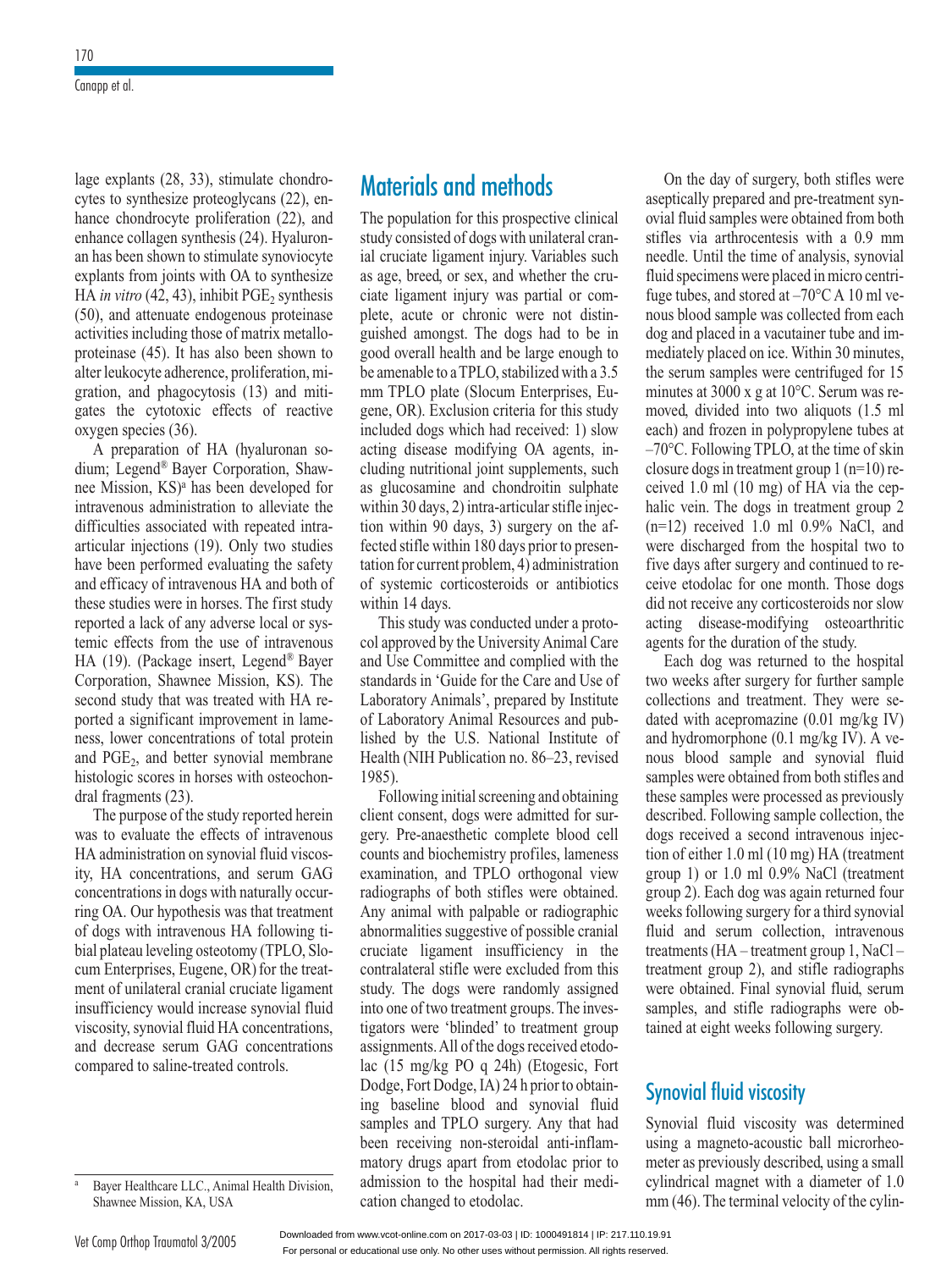lage explants (28, 33), stimulate chondrocytes to synthesize proteoglycans (22), enhance chondrocyte proliferation (22), and enhance collagen synthesis (24). Hyaluronan has been shown to stimulate synoviocyte explants from joints with OA to synthesize HA *in vitro* (42, 43), inhibit $PGE_2$ synthesis (50), and attenuate endogenous proteinase activities including those of matrix metalloproteinase (45). It has also been shown to alter leukocyte adherence, proliferation, migration, and phagocytosis (13) and mitigates the cytotoxic effects of reactive oxygen species (36).

A preparation of HA (hyaluronan sodium; Legend® Bayer Corporation, Shawnee Mission, KS)[a] has been developed for intravenous administration to alleviate the difficulties associated with repeated intraarticular injections (19). Only two studies have been performed evaluating the safety and efficacy of intravenous HA and both of these studies were in horses. The first study reported a lack of any adverse local or systemic effects from the use of intravenous HA (19). (Package insert, Legend® Bayer Corporation, Shawnee Mission, KS). The second study that was treated with HA reported a significant improvement in lameness, lower concentrations of total protein and $PGE_2$, and better synovial membrane histologic scores in horses with osteochondral fragments (23).

The purpose of the study reported herein was to evaluate the effects of intravenous HA administration on synovial fluid viscosity, HA concentrations, and serum GAG concentrations in dogs with naturally occurring OA. Our hypothesis was that treatment of dogs with intravenous HA following tibial plateau leveling osteotomy (TPLO, Slocum Enterprises, Eugene, OR) for the treatment of unilateral cranial cruciate ligament insufficiency would increase synovial fluid viscosity, synovial fluid HA concentrations, and decrease serum GAG concentrations compared to saline-treated controls.

[a] Bayer Healthcare LLC., Animal Health Division, Shawnee Mission, KA, USA

# Materials and methods

The population for this prospective clinical study consisted of dogs with unilateral cranial cruciate ligament injury. Variables such as age, breed, or sex, and whether the cruciate ligament injury was partial or complete, acute or chronic were not distinguished amongst. The dogs had to be in good overall health and be large enough to be amenable to a TPLO, stabilized with a 3.5 mm TPLO plate (Slocum Enterprises, Eugene, OR). Exclusion criteria for this study included dogs which had received: 1) slow acting disease modifying OA agents, including nutritional joint supplements, such as glucosamine and chondroitin sulphate within 30 days, 2) intra-articular stifle injection within 90 days, 3) surgery on the affected stifle within 180 days prior to presentation for current problem, 4) administration of systemic corticosteroids or antibiotics within 14 days.

This study was conducted under a protocol approved by the University Animal Care and Use Committee and complied with the standards in 'Guide for the Care and Use of Laboratory Animals', prepared by Institute of Laboratory Animal Resources and published by the U.S. National Institute of Health (NIH Publication no. 86–23, revised 1985).

Following initial screening and obtaining client consent, dogs were admitted for surgery. Pre-anaesthetic complete blood cell counts and biochemistry profiles, lameness examination, and TPLO orthogonal view radiographs of both stifles were obtained. Any animal with palpable or radiographic abnormalities suggestive of possible cranial cruciate ligament insufficiency in the contralateral stifle were excluded from this study. The dogs were randomly assigned into one of two treatment groups. The investigators were 'blinded' to treatment group assignments. All of the dogs received etodolac (15 mg/kg PO q 24h) (Etogesic, Fort Dodge, Fort Dodge, IA) 24 h prior to obtaining baseline blood and synovial fluid samples and TPLO surgery. Any that had been receiving non-steroidal anti-inflammatory drugs apart from etodolac prior to admission to the hospital had their medication changed to etodolac.

On the day of surgery, both stifles were aseptically prepared and pre-treatment synovial fluid samples were obtained from both stifles via arthrocentesis with a 0.9 mm needle. Until the time of analysis, synovial fluid specimens were placed in micro centrifuge tubes, and stored at –70°C A 10 ml venous blood sample was collected from each dog and placed in a vacutainer tube and immediately placed on ice. Within 30 minutes, the serum samples were centrifuged for 15 minutes at 3000 x g at 10°C. Serum was removed, divided into two aliquots (1.5 ml each) and frozen in polypropylene tubes at –70°C. Following TPLO, at the time of skin closure dogs in treatment group 1 (n=10) received 1.0 ml (10 mg) of HA via the cephalic vein. The dogs in treatment group 2 (n=12) received 1.0 ml 0.9% NaCl, and were discharged from the hospital two to five days after surgery and continued to receive etodolac for one month. Those dogs did not receive any corticosteroids nor slow acting disease-modifying osteoarthritic agents for the duration of the study.

Each dog was returned to the hospital two weeks after surgery for further sample collections and treatment. They were sedated with acepromazine (0.01 mg/kg IV) and hydromorphone (0.1 mg/kg IV). A venous blood sample and synovial fluid samples were obtained from both stifles and these samples were processed as previously described. Following sample collection, the dogs received a second intravenous injection of either 1.0 ml (10 mg) HA (treatment group 1) or 1.0 ml 0.9% NaCl (treatment group 2). Each dog was again returned four weeks following surgery for a third synovial fluid and serum collection, intravenous treatments (HA – treatment group 1, NaCl – treatment group 2), and stifle radiographs were obtained. Final synovial fluid, serum samples, and stifle radiographs were obtained at eight weeks following surgery.

## Synovial fluid viscosity

Synovial fluid viscosity was determined using a magneto-acoustic ball microrheometer as previously described, using a small cylindrical magnet with a diameter of 1.0 mm (46). The terminal velocity of the cylin-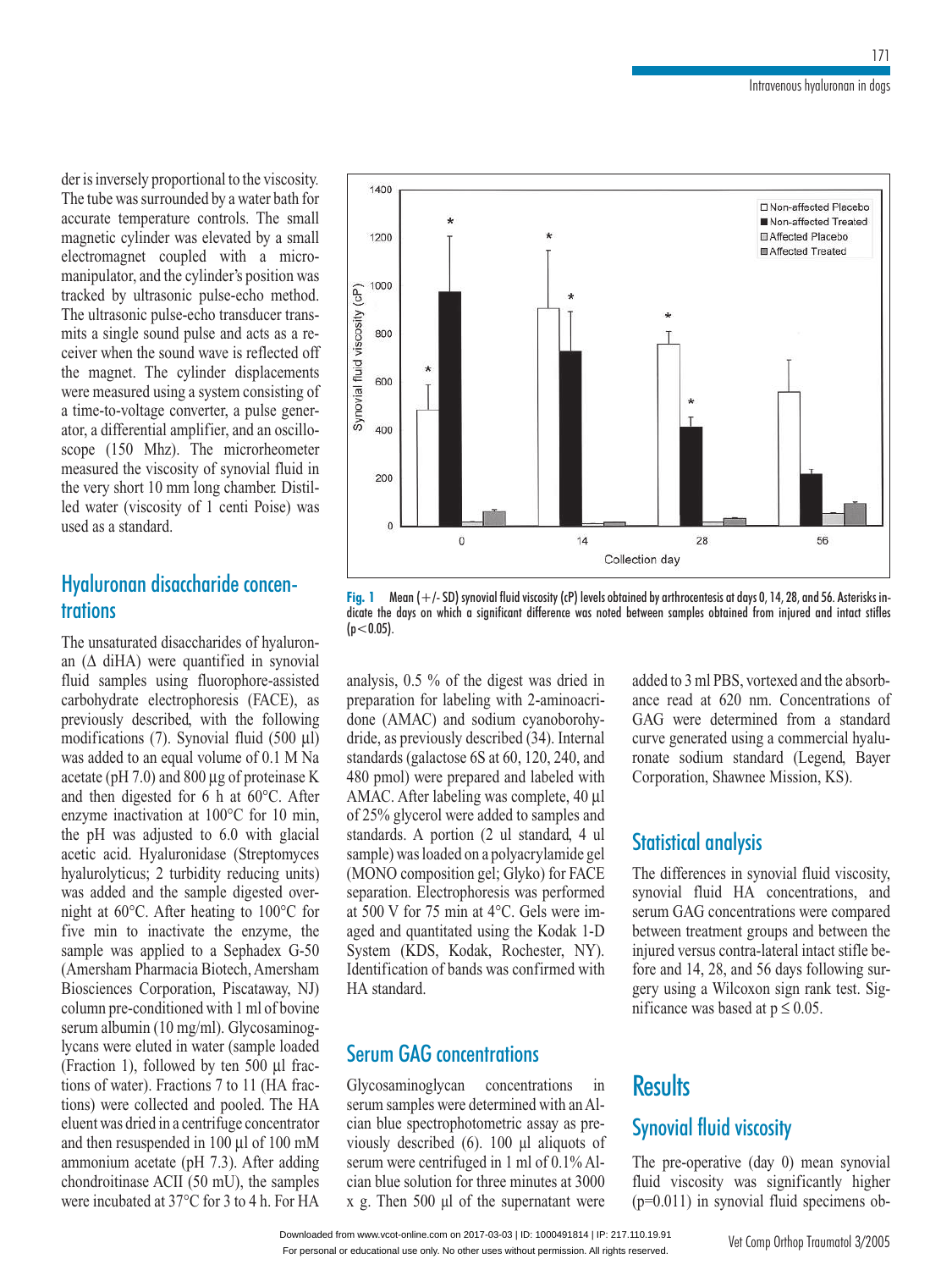der is inversely proportional to the viscosity. The tube was surrounded by a water bath for accurate temperature controls. The small magnetic cylinder was elevated by a small electromagnet coupled with a micromanipulator, and the cylinder's position was tracked by ultrasonic pulse-echo method. The ultrasonic pulse-echo transducer transmits a single sound pulse and acts as a receiver when the sound wave is reflected off the magnet. The cylinder displacements were measured using a system consisting of a time-to-voltage converter, a pulse generator, a differential amplifier, and an oscilloscope (150 Mhz). The microrheometer measured the viscosity of synovial fluid in the very short 10 mm long chamber. Distilled water (viscosity of 1 centi Poise) was used as a standard.

## Hyaluronan disaccharide concentrations

The unsaturated disaccharides of hyaluronan (Δ diHA) were quantified in synovial fluid samples using fluorophore-assisted carbohydrate electrophoresis (FACE), as previously described, with the following modifications (7). Synovial fluid (500 µl) was added to an equal volume of 0.1 M Na acetate (pH 7.0) and 800 µg of proteinase K and then digested for 6 h at 60°C. After enzyme inactivation at 100°C for 10 min, the pH was adjusted to 6.0 with glacial acetic acid. Hyaluronidase (Streptomyces hyalurolyticus; 2 turbidity reducing units) was added and the sample digested overnight at 60°C. After heating to 100°C for five min to inactivate the enzyme, the sample was applied to a Sephadex G-50 (Amersham Pharmacia Biotech, Amersham Biosciences Corporation, Piscataway, NJ) column pre-conditioned with 1 ml of bovine serum albumin (10 mg/ml). Glycosaminoglycans were eluted in water (sample loaded (Fraction 1), followed by ten 500 µl fractions of water). Fractions 7 to 11 (HA fractions) were collected and pooled. The HA eluent was dried in a centrifuge concentrator and then resuspended in 100 µl of 100 mM ammonium acetate (pH 7.3). After adding chondroitinase ACII (50 mU), the samples were incubated at 37°C for 3 to 4 h. For HA analysis, 0.5 % of the digest was dried in preparation for labeling with 2-aminoacridone (AMAC) and sodium cyanoborohydride, as previously described (34). Internal standards (galactose 6S at 60, 120, 240, and 480 pmol) were prepared and labeled with AMAC. After labeling was complete, 40 µl of 25% glycerol were added to samples and standards. A portion (2 ul standard, 4 ul sample) was loaded on a polyacrylamide gel (MONO composition gel; Glyko) for FACE separation. Electrophoresis was performed at 500 V for 75 min at 4°C. Gels were imaged and quantitated using the Kodak 1-D System (KDS, Kodak, Rochester, NY). Identification of bands was confirmed with HA standard.

**Fig. 1** Mean (+/- SD) synovial fluid viscosity (cP) levels obtained by arthrocentesis at days 0, 14, 28, and 56. Asterisks indicate the days on which a significant difference was noted between samples obtained from injured and intact stifles ($p<0.05$).

## Serum GAG concentrations

Glycosaminoglycan concentrations in serum samples were determined with an Alcian blue spectrophotometric assay as previously described (6). 100 µl aliquots of serum were centrifuged in 1 ml of 0.1% Alcian blue solution for three minutes at 3000 x g. Then 500 µl of the supernatant were added to 3 ml PBS, vortexed and the absorbance read at 620 nm. Concentrations of GAG were determined from a standard curve generated using a commercial hyaluronate sodium standard (Legend, Bayer Corporation, Shawnee Mission, KS).

## Statistical analysis

The differences in synovial fluid viscosity, synovial fluid HA concentrations, and serum GAG concentrations were compared between treatment groups and between the injured versus contra-lateral intact stifle before and 14, 28, and 56 days following surgery using a Wilcoxon sign rank test. Significance was based at $p \leq 0.05$.

# Results

## Synovial fluid viscosity

The pre-operative (day 0) mean synovial fluid viscosity was significantly higher ($p=0.011$) in synovial fluid specimens ob-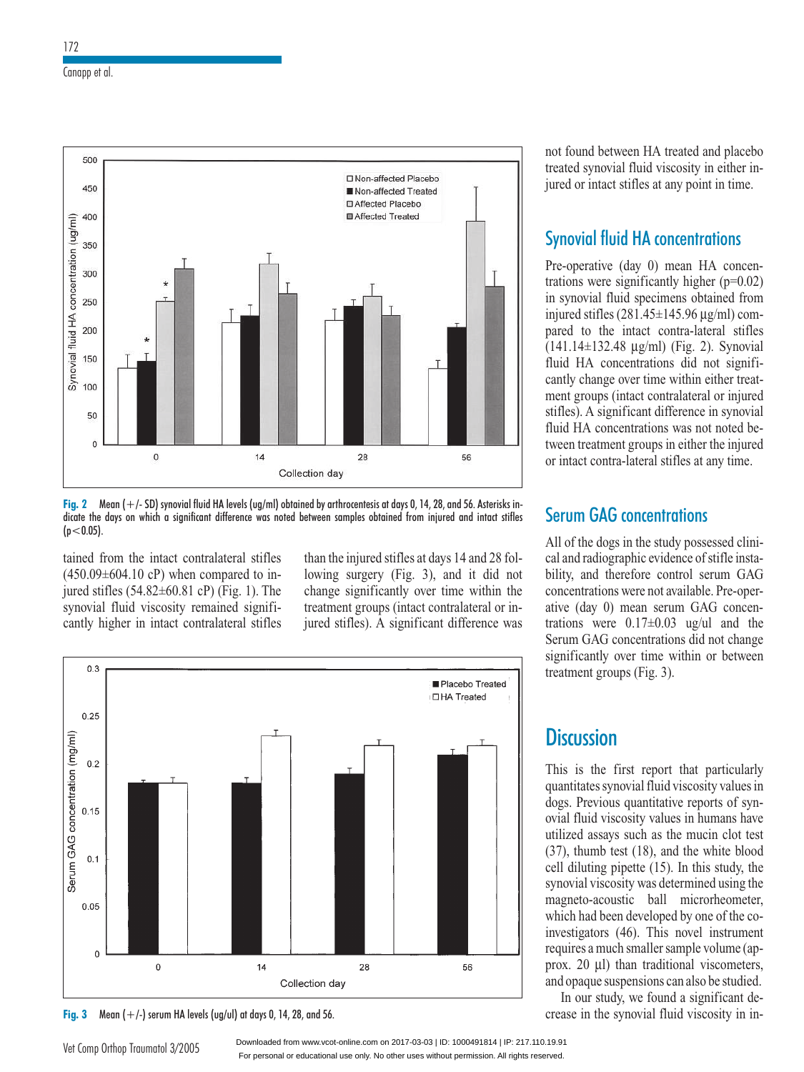Fig. 2 Mean (+/- SD) synovial fluid HA levels (ug/ml) obtained by arthrocentesis at days 0, 14, 28, and 56. Asterisks indicate the days on which a significant difference was noted between samples obtained from injured and intact stifles ($p<0.05$).

tained from the intact contralateral stifles (450.09±604.10 cP) when compared to injured stifles (54.82±60.81 cP) (Fig. 1). The synovial fluid viscosity remained significantly higher in intact contralateral stifles than the injured stifles at days 14 and 28 following surgery (Fig. 3), and it did not change significantly over time within the treatment groups (intact contralateral or injured stifles). A significant difference was not found between HA treated and placebo treated synovial fluid viscosity in either injured or intact stifles at any point in time.

Fig. 3 Mean (+/-) serum HA levels (ug/ul) at days 0, 14, 28, and 56.

## Synovial fluid HA concentrations

Pre-operative (day 0) mean HA concentrations were significantly higher ($p=0.02$) in synovial fluid specimens obtained from injured stifles (281.45±145.96 µg/ml) compared to the intact contra-lateral stifles (141.14±132.48 µg/ml) (Fig. 2). Synovial fluid HA concentrations did not significantly change over time within either treatment groups (intact contralateral or injured stifles). A significant difference in synovial fluid HA concentrations was not noted between treatment groups in either the injured or intact contra-lateral stifles at any time.

## Serum GAG concentrations

All of the dogs in the study possessed clinical and radiographic evidence of stifle instability, and therefore control serum GAG concentrations were not available. Pre-operative (day 0) mean serum GAG concentrations were 0.17±0.03 ug/ul and the Serum GAG concentrations did not change significantly over time within or between treatment groups (Fig. 3).

# Discussion

This is the first report that particularly quantitates synovial fluid viscosity values in dogs. Previous quantitative reports of synovial fluid viscosity values in humans have utilized assays such as the mucin clot test (37), thumb test (18), and the white blood cell diluting pipette (15). In this study, the synovial viscosity was determined using the magneto-acoustic ball microrheometer, which had been developed by one of the co-investigators (46). This novel instrument requires a much smaller sample volume (approx. 20 µl) than traditional viscometers, and opaque suspensions can also be studied.

In our study, we found a significant decrease in the synovial fluid viscosity in in-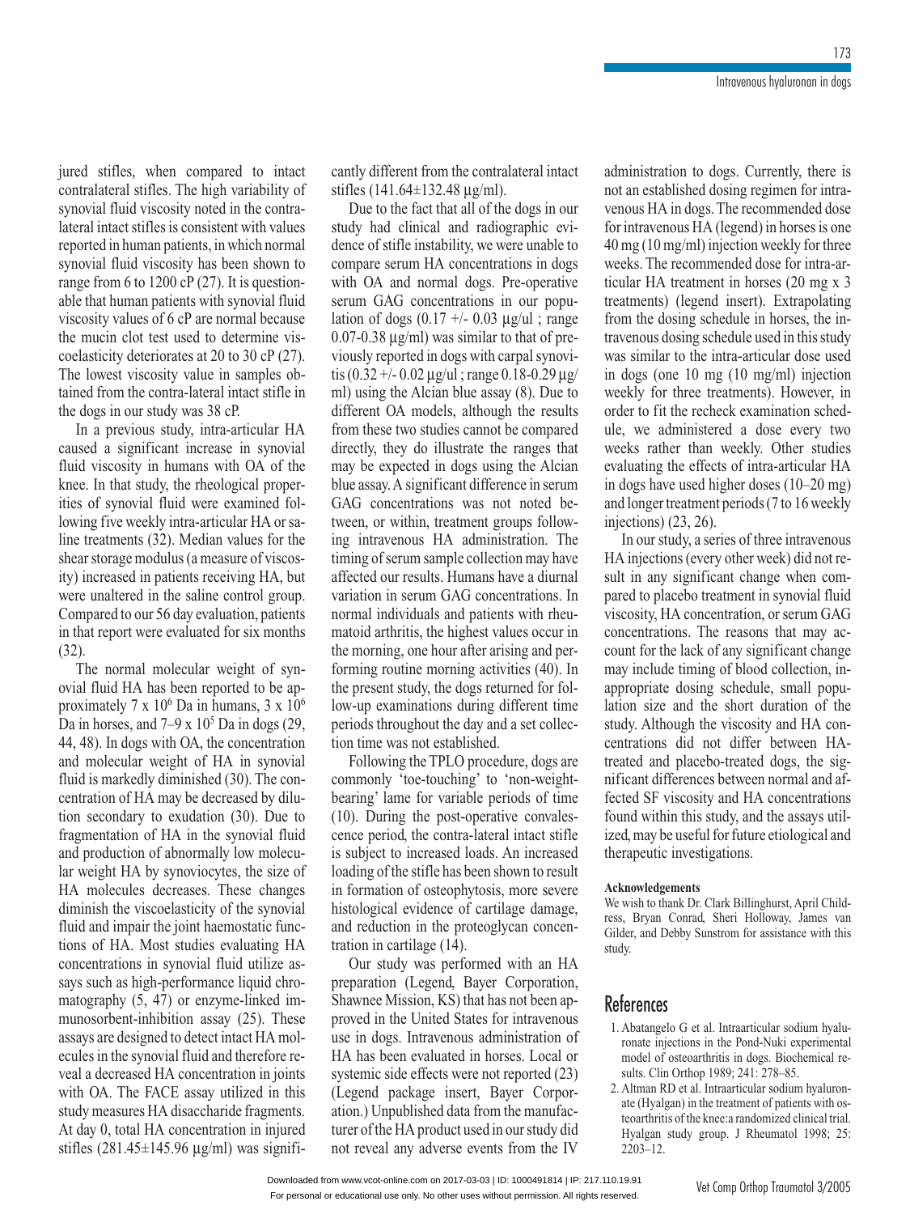jured stifles, when compared to intact contralateral stifles. The high variability of synovial fluid viscosity noted in the contralateral intact stifles is consistent with values reported in human patients, in which normal synovial fluid viscosity has been shown to range from 6 to 1200 cP (27). It is questionable that human patients with synovial fluid viscosity values of 6 cP are normal because the mucin clot test used to determine viscoelasticity deteriorates at 20 to 30 cP (27). The lowest viscosity value in samples obtained from the contra-lateral intact stifle in the dogs in our study was 38 cP.

In a previous study, intra-articular HA caused a significant increase in synovial fluid viscosity in humans with OA of the knee. In that study, the rheological properities of synovial fluid were examined following five weekly intra-articular HA or saline treatments (32). Median values for the shear storage modulus (a measure of viscosity) increased in patients receiving HA, but were unaltered in the saline control group. Compared to our 56 day evaluation, patients in that report were evaluated for six months (32).

The normal molecular weight of synovial fluid HA has been reported to be approximately $7 \times 10^6$ Da in humans, $3 \times 10^6$ Da in horses, and $7–9 \times 10^5$ Da in dogs (29, 44, 48). In dogs with OA, the concentration and molecular weight of HA in synovial fluid is markedly diminished (30). The concentration of HA may be decreased by dilution secondary to exudation (30). Due to fragmentation of HA in the synovial fluid and production of abnormally low molecular weight HA by synoviocytes, the size of HA molecules decreases. These changes diminish the viscoelasticity of the synovial fluid and impair the joint haemostatic functions of HA. Most studies evaluating HA concentrations in synovial fluid utilize assays such as high-performance liquid chromatography (5, 47) or enzyme-linked immunosorbent-inhibition assay (25). These assays are designed to detect intact HA molecules in the synovial fluid and therefore reveal a decreased HA concentration in joints with OA. The FACE assay utilized in this study measures HA disaccharide fragments. At day 0, total HA concentration in injured stifles (281.45±145.96 µg/ml) was significantly different from the contralateral intact stifles (141.64±132.48 µg/ml).

Due to the fact that all of the dogs in our study had clinical and radiographic evidence of stifle instability, we were unable to compare serum HA concentrations in dogs with OA and normal dogs. Pre-operative serum GAG concentrations in our population of dogs (0.17 +/- 0.03 µg/ul ; range 0.07-0.38 µg/ml) was similar to that of previously reported in dogs with carpal synovitis (0.32 +/- 0.02 µg/ul ; range 0.18-0.29 µg/ml) using the Alcian blue assay (8). Due to different OA models, although the results from these two studies cannot be compared directly, they do illustrate the ranges that may be expected in dogs using the Alcian blue assay. A significant difference in serum GAG concentrations was not noted between, or within, treatment groups following intravenous HA administration. The timing of serum sample collection may have affected our results. Humans have a diurnal variation in serum GAG concentrations. In normal individuals and patients with rheumatoid arthritis, the highest values occur in the morning, one hour after arising and performing routine morning activities (40). In the present study, the dogs returned for follow-up examinations during different time periods throughout the day and a set collection time was not established.

Following the TPLO procedure, dogs are commonly 'toe-touching' to 'non-weight-bearing' lame for variable periods of time (10). During the post-operative convalescence period, the contra-lateral intact stifle is subject to increased loads. An increased loading of the stifle has been shown to result in formation of osteophytosis, more severe histological evidence of cartilage damage, and reduction in the proteoglycan concentration in cartilage (14).

Our study was performed with an HA preparation (Legend, Bayer Corporation, Shawnee Mission, KS) that has not been approved in the United States for intravenous use in dogs. Intravenous administration of HA has been evaluated in horses. Local or systemic side effects were not reported (23) (Legend package insert, Bayer Corporation.) Unpublished data from the manufacturer of the HA product used in our study did not reveal any adverse events from the IV administration to dogs. Currently, there is not an established dosing regimen for intravenous HA in dogs. The recommended dose for intravenous HA (legend) in horses is one 40 mg (10 mg/ml) injection weekly for three weeks. The recommended dose for intra-articular HA treatment in horses (20 mg x 3 treatments) (legend insert). Extrapolating from the dosing schedule in horses, the intravenous dosing schedule used in this study was similar to the intra-articular dose used in dogs (one 10 mg (10 mg/ml) injection weekly for three treatments). However, in order to fit the recheck examination schedule, we administered a dose every two weeks rather than weekly. Other studies evaluating the effects of intra-articular HA in dogs have used higher doses (10–20 mg) and longer treatment periods (7 to 16 weekly injections) (23, 26).

In our study, a series of three intravenous HA injections (every other week) did not result in any significant change when compared to placebo treatment in synovial fluid viscosity, HA concentration, or serum GAG concentrations. The reasons that may account for the lack of any significant change may include timing of blood collection, inappropriate dosing schedule, small population size and the short duration of the study. Although the viscosity and HA concentrations did not differ between HA-treated and placebo-treated dogs, the significant differences between normal and affected SF viscosity and HA concentrations found within this study, and the assays utilized, may be useful for future etiological and therapeutic investigations.

**Acknowledgements**

We wish to thank Dr. Clark Billinghurst, April Childress, Bryan Conrad, Sheri Holloway, James van Gilder, and Debby Sunstrom for assistance with this study.

## References

1. Abatangelo G et al. Intraarticular sodium hyaluronate injections in the Pond-Nuki experimental model of osteoarthritis in dogs. Biochemical results. Clin Orthop 1989; 241: 278–85.
2. Altman RD et al. Intraarticular sodium hyaluronate (Hyalgan) in the treatment of patients with osteoarthritis of the knee:a randomized clinical trial. Hyalgan study group. J Rheumatol 1998; 25: 2203–12.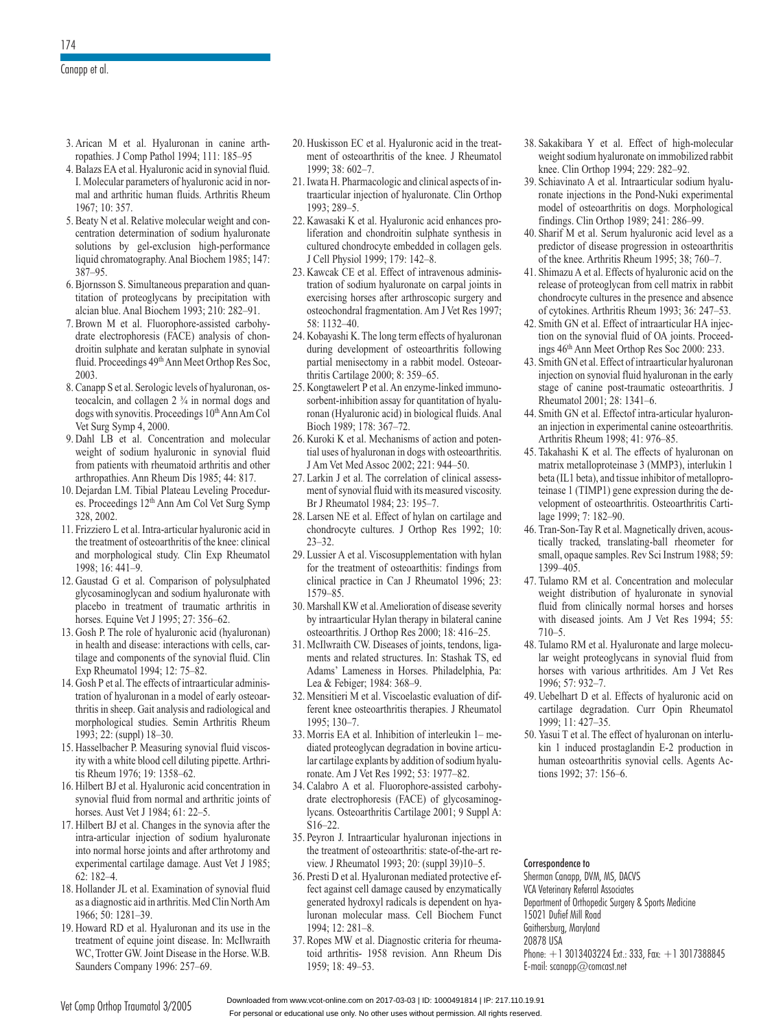3. Arican M et al. Hyaluronan in canine arthropathies. J Comp Pathol 1994; 111: 185–95
4. Balazs EA et al. Hyaluronic acid in synovial fluid. I. Molecular parameters of hyaluronic acid in normal and arthritic human fluids. Arthritis Rheum 1967; 10: 357.
5. Beaty N et al. Relative molecular weight and concentration determination of sodium hyaluronate solutions by gel-exclusion high-performance liquid chromatography. Anal Biochem 1985; 147: 387–95.
6. Bjornsson S. Simultaneous preparation and quantitation of proteoglycans by precipitation with alcian blue. Anal Biochem 1993; 210: 282–91.
7. Brown M et al. Fluorophore-assisted carbohydrate electrophoresis (FACE) analysis of chondroitin sulphate and keratan sulphate in synovial fluid. Proceedings 49th Ann Meet Orthop Res Soc, 2003.
8. Canapp S et al. Serologic levels of hyaluronan, osteocalcin, and collagen 2 ¾ in normal dogs and dogs with synovitis. Proceedings 10th Ann Am Col Vet Surg Symp 4, 2000.
9. Dahl LB et al. Concentration and molecular weight of sodium hyaluronic in synovial fluid from patients with rheumatoid arthritis and other arthropathies. Ann Rheum Dis 1985; 44: 817.
10. Dejardan LM. Tibial Plateau Leveling Procedures. Proceedings 12th Ann Am Col Vet Surg Symp 328, 2002.
11. Frizziero L et al. Intra-articular hyaluronic acid in the treatment of osteoarthritis of the knee: clinical and morphological study. Clin Exp Rheumatol 1998; 16: 441–9.
12. Gaustad G et al. Comparison of polysulphated glycosaminoglycan and sodium hyaluronate with placebo in treatment of traumatic arthritis in horses. Equine Vet J 1995; 27: 356–62.
13. Gosh P. The role of hyaluronic acid (hyaluronan) in health and disease: interactions with cells, cartilage and components of the synovial fluid. Clin Exp Rheumatol 1994; 12: 75–82.
14. Gosh P et al. The effects of intraarticular administration of hyaluronan in a model of early osteoarthritis in sheep. Gait analysis and radiological and morphological studies. Semin Arthritis Rheum 1993; 22: (suppl) 18–30.
15. Hasselbacher P. Measuring synovial fluid viscosity with a white blood cell diluting pipette. Arthritis Rheum 1976; 19: 1358–62.
16. Hilbert BJ et al. Hyaluronic acid concentration in synovial fluid from normal and arthritic joints of horses. Aust Vet J 1984; 61: 22–5.
17. Hilbert BJ et al. Changes in the synovia after the intra-articular injection of sodium hyaluronate into normal horse joints and after arthrotomy and experimental cartilage damage. Aust Vet J 1985; 62: 182–4.
18. Hollander JL et al. Examination of synovial fluid as a diagnostic aid in arthritis. Med Clin North Am 1966; 50: 1281–39.
19. Howard RD et al. Hyaluronan and its use in the treatment of equine joint disease. In: McIlwraith WC, Trotter GW. Joint Disease in the Horse. W.B. Saunders Company 1996: 257–69.
20. Huskisson EC et al. Hyaluronic acid in the treatment of osteoarthritis of the knee. J Rheumatol 1999; 38: 602–7.
21. Iwata H. Pharmacologic and clinical aspects of intraarticular injection of hyaluronate. Clin Orthop 1993; 289–5.
22. Kawasaki K et al. Hyaluronic acid enhances proliferation and chondroitin sulphate synthesis in cultured chondrocyte embedded in collagen gels. J Cell Physiol 1999; 179: 142–8.
23. Kawcak CE et al. Effect of intravenous administration of sodium hyaluronate on carpal joints in exercising horses after arthroscopic surgery and osteochondral fragmentation. Am J Vet Res 1997; 58: 1132–40.
24. Kobayashi K. The long term effects of hyaluronan during development of osteoarthritis following partial menisectomy in a rabbit model. Osteoarthritis Cartilage 2000; 8: 359–65.
25. Kongtawelert P et al. An enzyme-linked immunosorbent-inhibition assay for quantitation of hyaluronan (Hyaluronic acid) in biological fluids. Anal Bioch 1989; 178: 367–72.
26. Kuroki K et al. Mechanisms of action and potential uses of hyaluronan in dogs with osteoarthritis. J Am Vet Med Assoc 2002; 221: 944–50.
27. Larkin J et al. The correlation of clinical assessment of synovial fluid with its measured viscosity. Br J Rheumatol 1984; 23: 195–7.
28. Larsen NE et al. Effect of hylan on cartilage and chondrocyte cultures. J Orthop Res 1992; 10: 23–32.
29. Lussier A et al. Viscosupplementation with hylan for the treatment of osteoarthitis: findings from clinical practice in Can J Rheumatol 1996; 23: 1579–85.
30. Marshall KW et al. Amelioration of disease severity by intraarticular Hylan therapy in bilateral canine osteoarthritis. J Orthop Res 2000; 18: 416–25.
31. McIlwraith CW. Diseases of joints, tendons, ligaments and related structures. In: Stashak TS, ed Adams' Lameness in Horses. Philadelphia, Pa: Lea & Febiger; 1984: 368–9.
32. Mensitieri M et al. Viscoelastic evaluation of different knee osteoarthritis therapies. J Rheumatol 1995; 130–7.
33. Morris EA et al. Inhibition of interleukin 1– mediated proteoglycan degradation in bovine articular cartilage explants by addition of sodium hyaluronate. Am J Vet Res 1992; 53: 1977–82.
34. Calabro A et al. Fluorophore-assisted carbohydrate electrophoresis (FACE) of glycosaminoglycans. Osteoarthritis Cartilage 2001; 9 Suppl A: S16–22.
35. Peyron J. Intraarticular hyaluronan injections in the treatment of osteoarthritis: state-of-the-art review. J Rheumatol 1993; 20: (suppl 39)10–5.
36. Presti D et al. Hyaluronan mediated protective effect against cell damage caused by enzymatically generated hydroxyl radicals is dependent on hyaluronan molecular mass. Cell Biochem Funct 1994; 12: 281–8.
37. Ropes MW et al. Diagnostic criteria for rheumatoid arthritis- 1958 revision. Ann Rheum Dis 1959; 18: 49–53.
38. Sakakibara Y et al. Effect of high-molecular weight sodium hyaluronate on immobilized rabbit knee. Clin Orthop 1994; 229: 282–92.
39. Schiavinato A et al. Intraarticular sodium hyaluronate injections in the Pond-Nuki experimental model of osteoarthritis on dogs. Morphological findings. Clin Orthop 1989; 241: 286–99.
40. Sharif M et al. Serum hyaluronic acid level as a predictor of disease progression in osteoarthritis of the knee. Arthritis Rheum 1995; 38; 760–7.
41. Shimazu A et al. Effects of hyaluronic acid on the release of proteoglycan from cell matrix in rabbit chondrocyte cultures in the presence and absence of cytokines. Arthritis Rheum 1993; 36: 247–53.
42. Smith GN et al. Effect of intraarticular HA injection on the synovial fluid of OA joints. Proceedings 46th Ann Meet Orthop Res Soc 2000: 233.
43. Smith GN et al. Effect of intraarticular hyaluronan injection on synovial fluid hyaluronan in the early stage of canine post-traumatic osteoarthritis. J Rheumatol 2001; 28: 1341–6.
44. Smith GN et al. Effectof intra-articular hyaluronan injection in experimental canine osteoarthritis. Arthritis Rheum 1998; 41: 976–85.
45. Takahashi K et al. The effects of hyaluronan on matrix metalloproteinase 3 (MMP3), interlukin 1 beta (IL1 beta), and tissue inhibitor of metalloproteinase 1 (TIMP1) gene expression during the development of osteoarthritis. Osteoarthritis Cartilage 1999; 7: 182–90.
46. Tran-Son-Tay R et al. Magnetically driven, acoustically tracked, translating-ball rheometer for small, opaque samples. Rev Sci Instrum 1988; 59: 1399–405.
47. Tulamo RM et al. Concentration and molecular weight distribution of hyaluronate in synovial fluid from clinically normal horses and horses with diseased joints. Am J Vet Res 1994; 55: 710–5.
48. Tulamo RM et al. Hyaluronate and large molecular weight proteoglycans in synovial fluid from horses with various arthritides. Am J Vet Res 1996; 57: 932–7.
49. Uebelhart D et al. Effects of hyaluronic acid on cartilage degradation. Curr Opin Rheumatol 1999; 11: 427–35.
50. Yasui T et al. The effect of hyaluronan on interlukin 1 induced prostaglandin E-2 production in human osteoarthritis synovial cells. Agents Actions 1992; 37: 156–6.

**Correspondence to**

Sherman Canapp, DVM, MS, DACVS
VCA Veterinary Referral Associates
Department of Orthopedic Surgery & Sports Medicine
15021 Dufief Mill Road
Gaithersburg, Maryland
20878 USA
Phone: +1 3013403224 Ext.: 333, Fax: +1 3017388845
E-mail: scanapp@comcast.net